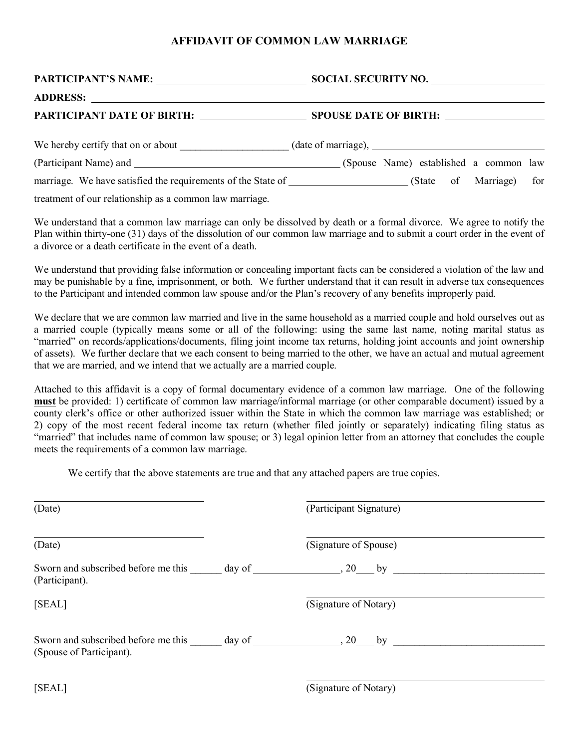# AFFIDAVIT OF COMMON LAW MARRIAGE

**PARTICIPANT'S NAME:** ____________________________ **SOCIAL SECURITY NO.** ____________________

**ADDRESS:** ________________________________________________________________

**PARTICIPANT DATE OF BIRTH:** ____________________ **SPOUSE DATE OF BIRTH:** ____________________

We hereby certify that on or about ____________________ (date of marriage), ______________________________ (Participant Name) and ________________________________________ (Spouse Name) established a common law marriage. We have satisfied the requirements of the State of ______________________ (State of Marriage) for treatment of our relationship as a common law marriage.

We understand that a common law marriage can only be dissolved by death or a formal divorce. We agree to notify the Plan within thirty-one (31) days of the dissolution of our common law marriage and to submit a court order in the event of a divorce or a death certificate in the event of a death.

We understand that providing false information or concealing important facts can be considered a violation of the law and may be punishable by a fine, imprisonment, or both. We further understand that it can result in adverse tax consequences to the Participant and intended common law spouse and/or the Plan's recovery of any benefits improperly paid.

We declare that we are common law married and live in the same household as a married couple and hold ourselves out as a married couple (typically means some or all of the following: using the same last name, noting marital status as "married" on records/applications/documents, filing joint income tax returns, holding joint accounts and joint ownership of assets). We further declare that we each consent to being married to the other, we have an actual and mutual agreement that we are married, and we intend that we actually are a married couple.

Attached to this affidavit is a copy of formal documentary evidence of a common law marriage. One of the following **must** be provided: 1) certificate of common law marriage/informal marriage (or other comparable document) issued by a county clerk's office or other authorized issuer within the State in which the common law marriage was established; or 2) copy of the most recent federal income tax return (whether filed jointly or separately) indicating filing status as "married" that includes name of common law spouse; or 3) legal opinion letter from an attorney that concludes the couple meets the requirements of a common law marriage.

We certify that the above statements are true and that any attached papers are true copies.

______________________________ ______________________________

(Date) (Participant Signature)

______________________________ ______________________________

(Date) (Signature of Spouse)

Sworn and subscribed before me this ______ day of ________________, 20___ by ______________________________ (Participant).

[SEAL] ______________________________

(Signature of Notary)

Sworn and subscribed before me this ______ day of ________________, 20___ by ______________________________ (Spouse of Participant).

[SEAL] ______________________________

(Signature of Notary)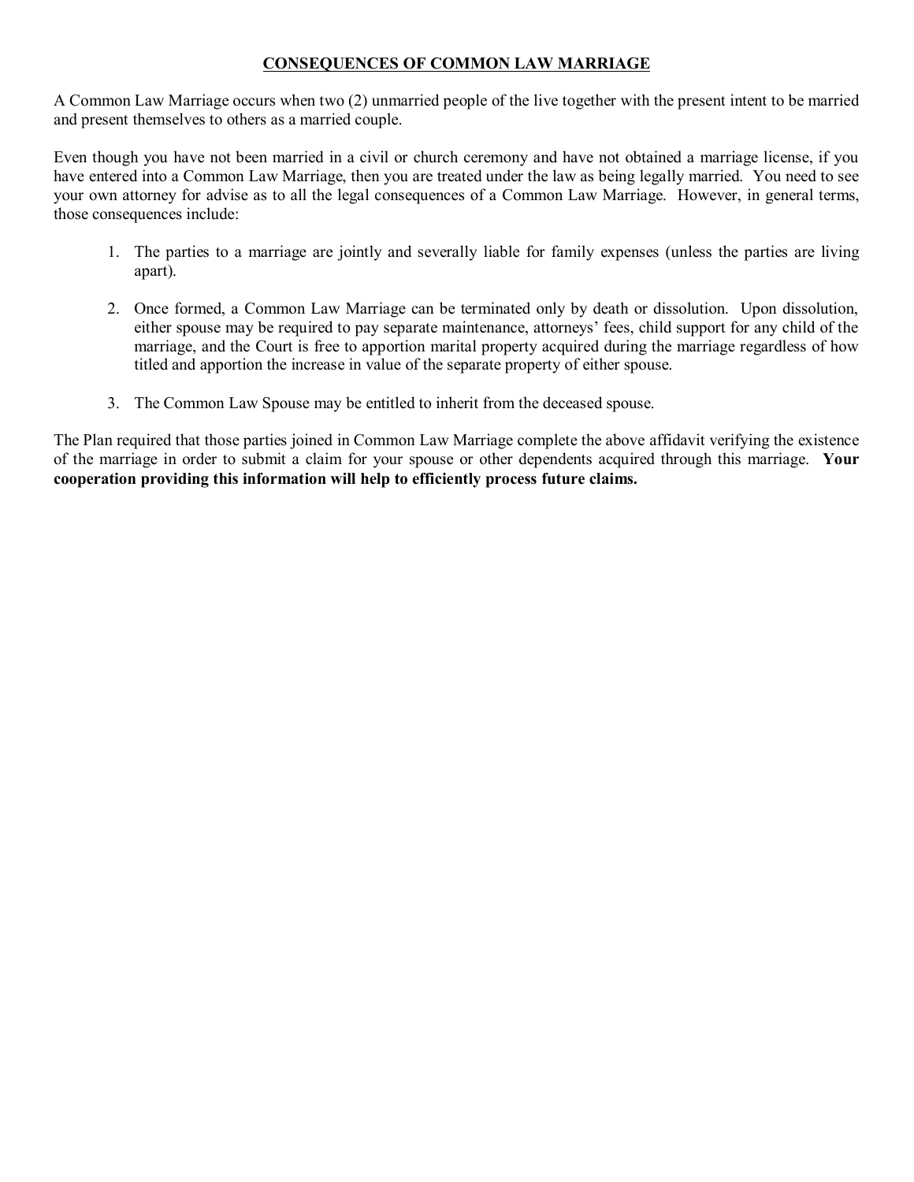## CONSEQUENCES OF COMMON LAW MARRIAGE

A Common Law Marriage occurs when two (2) unmarried people of the live together with the present intent to be married and present themselves to others as a married couple.

Even though you have not been married in a civil or church ceremony and have not obtained a marriage license, if you have entered into a Common Law Marriage, then you are treated under the law as being legally married. You need to see your own attorney for advise as to all the legal consequences of a Common Law Marriage. However, in general terms, those consequences include:

1. The parties to a marriage are jointly and severally liable for family expenses (unless the parties are living apart).

2. Once formed, a Common Law Marriage can be terminated only by death or dissolution. Upon dissolution, either spouse may be required to pay separate maintenance, attorneys' fees, child support for any child of the marriage, and the Court is free to apportion marital property acquired during the marriage regardless of how titled and apportion the increase in value of the separate property of either spouse.

3. The Common Law Spouse may be entitled to inherit from the deceased spouse.

The Plan required that those parties joined in Common Law Marriage complete the above affidavit verifying the existence of the marriage in order to submit a claim for your spouse or other dependents acquired through this marriage. **Your cooperation providing this information will help to efficiently process future claims.**